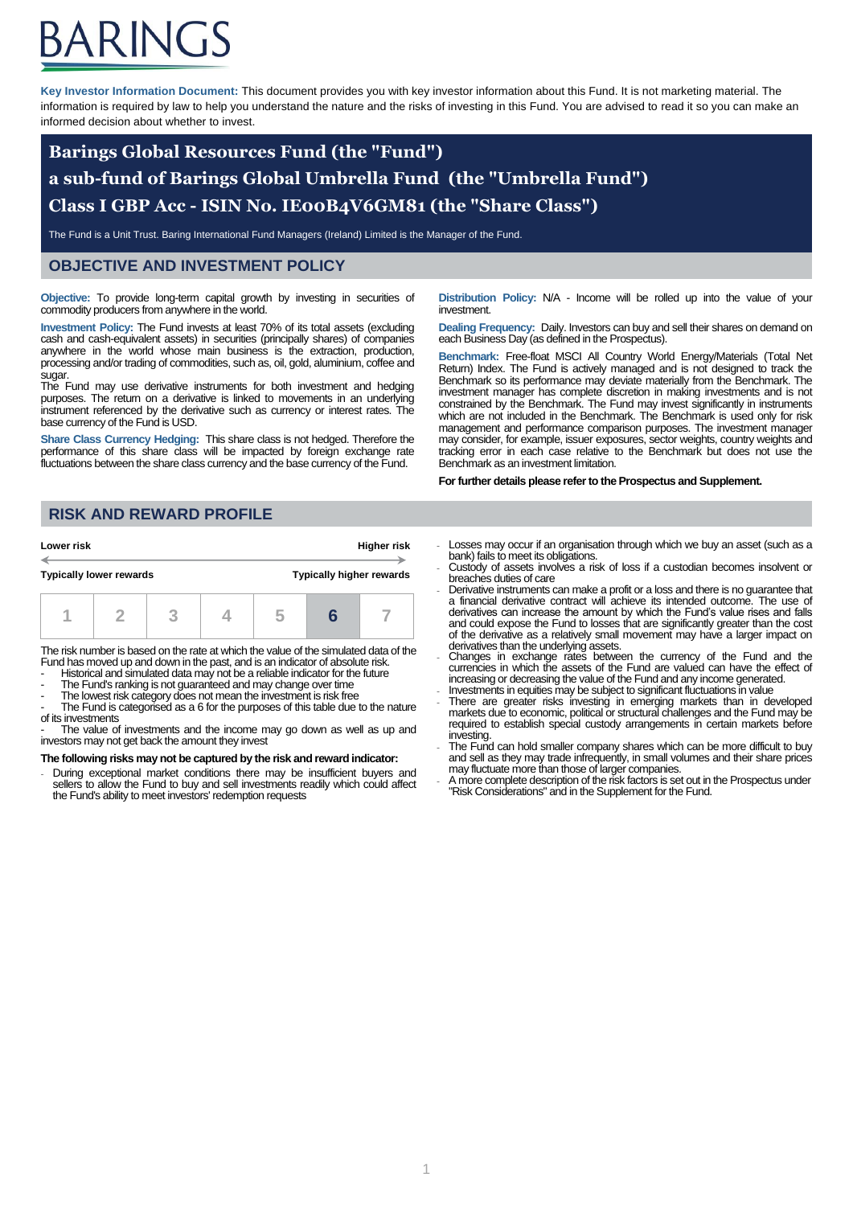# BARINGS

**Key Investor Information Document:** This document provides you with key investor information about this Fund. It is not marketing material. The information is required by law to help you understand the nature and the risks of investing in this Fund. You are advised to read it so you can make an informed decision about whether to invest.

## Barings Global Resources Fund (the "Fund")
## a sub-fund of Barings Global Umbrella Fund (the "Umbrella Fund")
## Class I GBP Acc - ISIN No. IE00B4V6GM81 (the "Share Class")

The Fund is a Unit Trust. Baring International Fund Managers (Ireland) Limited is the Manager of the Fund.

## OBJECTIVE AND INVESTMENT POLICY

**Objective:** To provide long-term capital growth by investing in securities of commodity producers from anywhere in the world.

**Investment Policy:** The Fund invests at least 70% of its total assets (excluding cash and cash-equivalent assets) in securities (principally shares) of companies anywhere in the world whose main business is the extraction, production, processing and/or trading of commodities, such as, oil, gold, aluminium, coffee and sugar.

The Fund may use derivative instruments for both investment and hedging purposes. The return on a derivative is linked to movements in an underlying instrument referenced by the derivative such as currency or interest rates. The base currency of the Fund is USD.

**Share Class Currency Hedging:** This share class is not hedged. Therefore the performance of this share class will be impacted by foreign exchange rate fluctuations between the share class currency and the base currency of the Fund.

**Distribution Policy:** N/A - Income will be rolled up into the value of your investment.

**Dealing Frequency:** Daily. Investors can buy and sell their shares on demand on each Business Day (as defined in the Prospectus).

**Benchmark:** Free-float MSCI All Country World Energy/Materials (Total Net Return) Index. The Fund is actively managed and is not designed to track the Benchmark so its performance may deviate materially from the Benchmark. The investment manager has complete discretion in making investments and is not constrained by the Benchmark. The Fund may invest significantly in instruments which are not included in the Benchmark. The Benchmark is used only for risk management and performance comparison purposes. The investment manager may consider, for example, issuer exposures, sector weights, country weights and tracking error in each case relative to the Benchmark but does not use the Benchmark as an investment limitation.

**For further details please refer to the Prospectus and Supplement.**

## RISK AND REWARD PROFILE

| **Lower risk** | | | | | | **Higher risk** |
|---|---|---|---|---|---|---|
| **Typically lower rewards** | | | | | | **Typically higher rewards** |
| 1 | 2 | 3 | 4 | 5 | **6** | 7 |

The risk number is based on the rate at which the value of the simulated data of the Fund has moved up and down in the past, and is an indicator of absolute risk.

- Historical and simulated data may not be a reliable indicator for the future
- The Fund's ranking is not guaranteed and may change over time
- The lowest risk category does not mean the investment is risk free
- The Fund is categorised as a 6 for the purposes of this table due to the nature of its investments
- The value of investments and the income may go down as well as up and investors may not get back the amount they invest

**The following risks may not be captured by the risk and reward indicator:**

- During exceptional market conditions there may be insufficient buyers and sellers to allow the Fund to buy and sell investments readily which could affect the Fund's ability to meet investors' redemption requests
- Losses may occur if an organisation through which we buy an asset (such as a bank) fails to meet its obligations.
- Custody of assets involves a risk of loss if a custodian becomes insolvent or breaches duties of care
- Derivative instruments can make a profit or a loss and there is no guarantee that a financial derivative contract will achieve its intended outcome. The use of derivatives can increase the amount by which the Fund's value rises and falls and could expose the Fund to losses that are significantly greater than the cost of the derivative as a relatively small movement may have a larger impact on derivatives than the underlying assets.
- Changes in exchange rates between the currency of the Fund and the currencies in which the assets of the Fund are valued can have the effect of increasing or decreasing the value of the Fund and any income generated.
- Investments in equities may be subject to significant fluctuations in value
- There are greater risks investing in emerging markets than in developed markets due to economic, political or structural challenges and the Fund may be required to establish special custody arrangements in certain markets before investing.
- The Fund can hold smaller company shares which can be more difficult to buy and sell as they may trade infrequently, in small volumes and their share prices may fluctuate more than those of larger companies.
- A more complete description of the risk factors is set out in the Prospectus under "Risk Considerations" and in the Supplement for the Fund.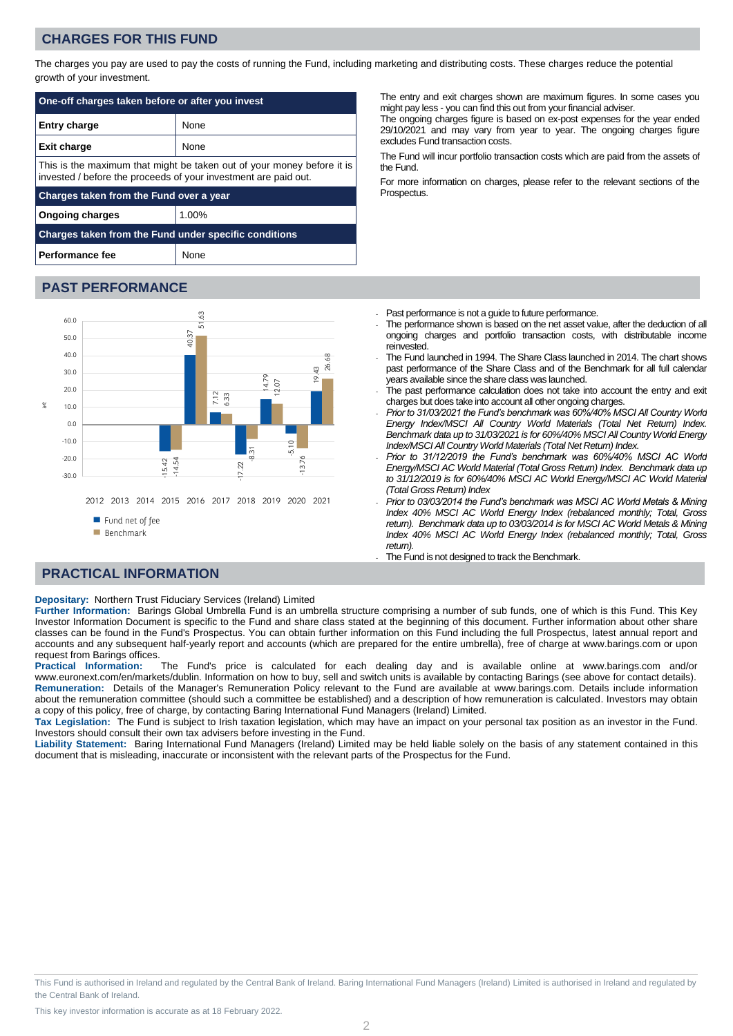## CHARGES FOR THIS FUND

The charges you pay are used to pay the costs of running the Fund, including marketing and distributing costs. These charges reduce the potential growth of your investment.

| One-off charges taken before or after you invest | |
|---|---|
| **Entry charge** | None |
| **Exit charge** | None |
| This is the maximum that might be taken out of your money before it is invested / before the proceeds of your investment are paid out. | |
| **Charges taken from the Fund over a year** | |
| **Ongoing charges** | 1.00% |
| **Charges taken from the Fund under specific conditions** | |
| **Performance fee** | None |

The entry and exit charges shown are maximum figures. In some cases you might pay less - you can find this out from your financial adviser.

The ongoing charges figure is based on ex-post expenses for the year ended 29/10/2021 and may vary from year to year. The ongoing charges figure excludes Fund transaction costs.

The Fund will incur portfolio transaction costs which are paid from the assets of the Fund.

For more information on charges, please refer to the relevant sections of the Prospectus.

## PAST PERFORMANCE

%

60.0
50.0
40.0
30.0
20.0
10.0
0.0
-10.0
-20.0
-30.0

-15.42 -14.54
40.37 51.63
7.12 6.33
-17.22 -8.31
14.79 12.07
-5.10 -13.76
19.43 26.68

2012 2013 2014 2015 2016 2017 2018 2019 2020 2021

Fund net of fee
Benchmark

- Past performance is not a guide to future performance.
- The performance shown is based on the net asset value, after the deduction of all ongoing charges and portfolio transaction costs, with distributable income reinvested.
- The Fund launched in 1994. The Share Class launched in 2014. The chart shows past performance of the Share Class and of the Benchmark for all full calendar years available since the share class was launched.
- The past performance calculation does not take into account the entry and exit charges but does take into account all other ongoing charges.
- *Prior to 31/03/2021 the Fund's benchmark was 60%/40% MSCI All Country World Energy Index/MSCI All Country World Materials (Total Net Return) Index. Benchmark data up to 31/03/2021 is for 60%/40% MSCI All Country World Energy Index/MSCI All Country World Materials (Total Net Return) Index.*
- *Prior to 31/12/2019 the Fund's benchmark was 60%/40% MSCI AC World Energy/MSCI AC World Material (Total Gross Return) Index. Benchmark data up to 31/12/2019 is for 60%/40% MSCI AC World Energy/MSCI AC World Material (Total Gross Return) Index*
- *Prior to 03/03/2014 the Fund's benchmark was MSCI AC World Metals & Mining Index 40% MSCI AC World Energy Index (rebalanced monthly; Total, Gross return). Benchmark data up to 03/03/2014 is for MSCI AC World Metals & Mining Index 40% MSCI AC World Energy Index (rebalanced monthly; Total, Gross return).*
- The Fund is not designed to track the Benchmark.

## PRACTICAL INFORMATION

**Depositary:** Northern Trust Fiduciary Services (Ireland) Limited

**Further Information:** Barings Global Umbrella Fund is an umbrella structure comprising a number of sub funds, one of which is this Fund. This Key Investor Information Document is specific to the Fund and share class stated at the beginning of this document. Further information about other share classes can be found in the Fund's Prospectus. You can obtain further information on this Fund including the full Prospectus, latest annual report and accounts and any subsequent half-yearly report and accounts (which are prepared for the entire umbrella), free of charge at www.barings.com or upon request from Barings offices.

**Practical Information:** The Fund's price is calculated for each dealing day and is available online at www.barings.com and/or www.euronext.com/en/markets/dublin. Information on how to buy, sell and switch units is available by contacting Barings (see above for contact details).

**Remuneration:** Details of the Manager's Remuneration Policy relevant to the Fund are available at www.barings.com. Details include information about the remuneration committee (should such a committee be established) and a description of how remuneration is calculated. Investors may obtain a copy of this policy, free of charge, by contacting Baring International Fund Managers (Ireland) Limited.

**Tax Legislation:** The Fund is subject to Irish taxation legislation, which may have an impact on your personal tax position as an investor in the Fund. Investors should consult their own tax advisers before investing in the Fund.

**Liability Statement:** Baring International Fund Managers (Ireland) Limited may be held liable solely on the basis of any statement contained in this document that is misleading, inaccurate or inconsistent with the relevant parts of the Prospectus for the Fund.

This Fund is authorised in Ireland and regulated by the Central Bank of Ireland. Baring International Fund Managers (Ireland) Limited is authorised in Ireland and regulated by the Central Bank of Ireland.

This key investor information is accurate as at 18 February 2022.